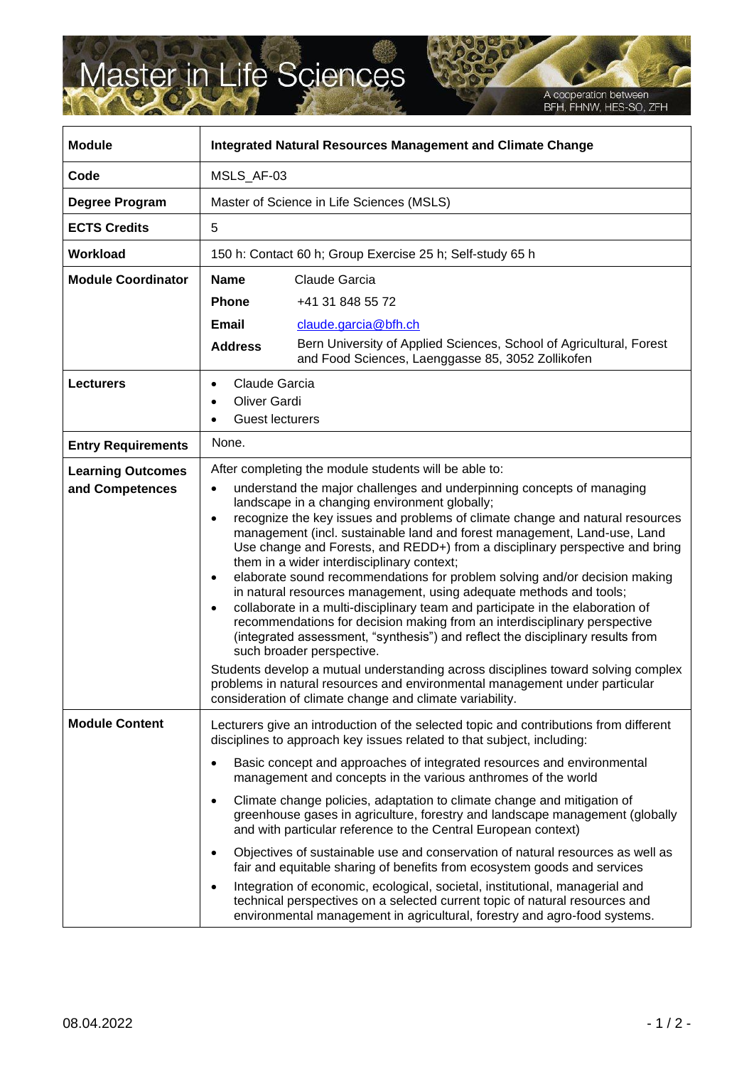# Master in Life Sciences

A cooperation between BFH, FHNW, HES-SO, ZFH

| **Module** | **Integrated Natural Resources Management and Climate Change** |
|---|---|
| **Code** | MSLS_AF-03 |
| **Degree Program** | Master of Science in Life Sciences (MSLS) |
| **ECTS Credits** | 5 |
| **Workload** | 150 h: Contact 60 h; Group Exercise 25 h; Self-study 65 h |
| **Module Coordinator** | **Name** Claude Garcia<br>**Phone** +41 31 848 55 72<br>**Email** claude.garcia@bfh.ch<br>**Address** Bern University of Applied Sciences, School of Agricultural, Forest and Food Sciences, Laenggasse 85, 3052 Zollikofen |
| **Lecturers** | • Claude Garcia<br>• Oliver Gardi<br>• Guest lecturers |
| **Entry Requirements** | None. |
| **Learning Outcomes and Competences** | After completing the module students will be able to:<br>• understand the major challenges and underpinning concepts of managing landscape in a changing environment globally;<br>• recognize the key issues and problems of climate change and natural resources management (incl. sustainable land and forest management, Land-use, Land Use change and Forests, and REDD+) from a disciplinary perspective and bring them in a wider interdisciplinary context;<br>• elaborate sound recommendations for problem solving and/or decision making in natural resources management, using adequate methods and tools;<br>• collaborate in a multi-disciplinary team and participate in the elaboration of recommendations for decision making from an interdisciplinary perspective (integrated assessment, "synthesis") and reflect the disciplinary results from such broader perspective.<br>Students develop a mutual understanding across disciplines toward solving complex problems in natural resources and environmental management under particular consideration of climate change and climate variability. |
| **Module Content** | Lecturers give an introduction of the selected topic and contributions from different disciplines to approach key issues related to that subject, including:<br>• Basic concept and approaches of integrated resources and environmental management and concepts in the various anthromes of the world<br>• Climate change policies, adaptation to climate change and mitigation of greenhouse gases in agriculture, forestry and landscape management (globally and with particular reference to the Central European context)<br>• Objectives of sustainable use and conservation of natural resources as well as fair and equitable sharing of benefits from ecosystem goods and services<br>• Integration of economic, ecological, societal, institutional, managerial and technical perspectives on a selected current topic of natural resources and environmental management in agricultural, forestry and agro-food systems. |

08.04.2022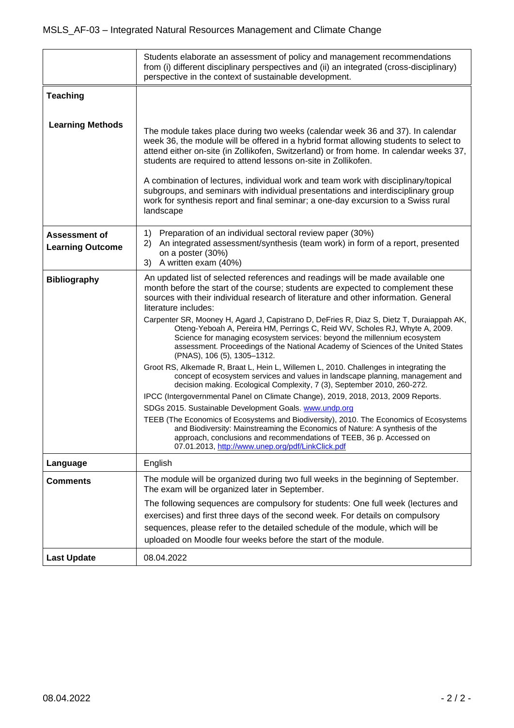| | |
|---|---|
| | Students elaborate an assessment of policy and management recommendations from (i) different disciplinary perspectives and (ii) an integrated (cross-disciplinary) perspective in the context of sustainable development. |
| **Teaching**<br><br>**Learning Methods** | The module takes place during two weeks (calendar week 36 and 37). In calendar week 36, the module will be offered in a hybrid format allowing students to select to attend either on-site (in Zollikofen, Switzerland) or from home. In calendar weeks 37, students are required to attend lessons on-site in Zollikofen.<br><br>A combination of lectures, individual work and team work with disciplinary/topical subgroups, and seminars with individual presentations and interdisciplinary group work for synthesis report and final seminar; a one-day excursion to a Swiss rural landscape |
| **Assessment of Learning Outcome** | 1) Preparation of an individual sectoral review paper (30%)<br>2) An integrated assessment/synthesis (team work) in form of a report, presented on a poster (30%)<br>3) A written exam (40%) |
| **Bibliography** | An updated list of selected references and readings will be made available one month before the start of the course; students are expected to complement these sources with their individual research of literature and other information. General literature includes:<br><br>Carpenter SR, Mooney H, Agard J, Capistrano D, DeFries R, Diaz S, Dietz T, Duraiappah AK, Oteng-Yeboah A, Pereira HM, Perrings C, Reid WV, Scholes RJ, Whyte A, 2009. Science for managing ecosystem services: beyond the millennium ecosystem assessment. Proceedings of the National Academy of Sciences of the United States (PNAS), 106 (5), 1305–1312.<br><br>Groot RS, Alkemade R, Braat L, Hein L, Willemen L, 2010. Challenges in integrating the concept of ecosystem services and values in landscape planning, management and decision making. Ecological Complexity, 7 (3), September 2010, 260-272.<br><br>IPCC (Intergovernmental Panel on Climate Change), 2019, 2018, 2013, 2009 Reports.<br><br>SDGs 2015. Sustainable Development Goals. www.undp.org<br><br>TEEB (The Economics of Ecosystems and Biodiversity), 2010. The Economics of Ecosystems and Biodiversity: Mainstreaming the Economics of Nature: A synthesis of the approach, conclusions and recommendations of TEEB, 36 p. Accessed on 07.01.2013, http://www.unep.org/pdf/LinkClick.pdf |
| **Language** | English |
| **Comments** | The module will be organized during two full weeks in the beginning of September. The exam will be organized later in September.<br><br>The following sequences are compulsory for students: One full week (lectures and exercises) and first three days of the second week. For details on compulsory sequences, please refer to the detailed schedule of the module, which will be uploaded on Moodle four weeks before the start of the module. |
| **Last Update** | 08.04.2022 |